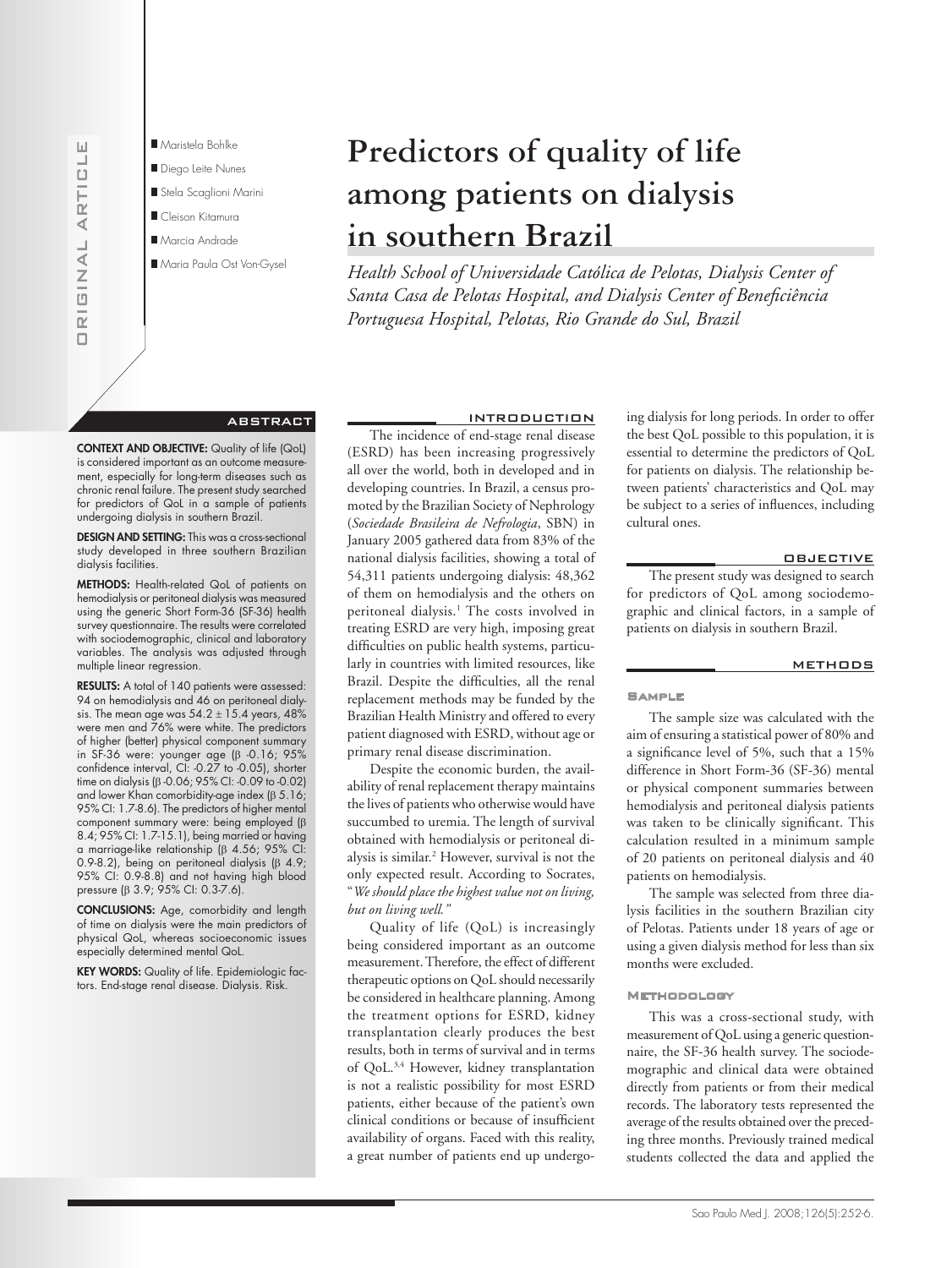ORIGINAL ARTICLE

- Maristela Bohlke
- Diego Leite Nunes
- Stela Scaglioni Marini
- Cleison Kitamura
- Marcia Andrade
- Maria Paula Ost Von-Gysel

# Predictors of quality of life among patients on dialysis in southern Brazil

*Health School of Universidade Católica de Pelotas, Dialysis Center of Santa Casa de Pelotas Hospital, and Dialysis Center of Beneficiência Portuguesa Hospital, Pelotas, Rio Grande do Sul, Brazil*

## ABSTRACT

**CONTEXT AND OBJECTIVE:** Quality of life (QoL) is considered important as an outcome measurement, especially for long-term diseases such as chronic renal failure. The present study searched for predictors of QoL in a sample of patients undergoing dialysis in southern Brazil.

**DESIGN AND SETTING:** This was a cross-sectional study developed in three southern Brazilian dialysis facilities.

**METHODS:** Health-related QoL of patients on hemodialysis or peritoneal dialysis was measured using the generic Short Form-36 (SF-36) health survey questionnaire. The results were correlated with sociodemographic, clinical and laboratory variables. The analysis was adjusted through multiple linear regression.

**RESULTS:** A total of 140 patients were assessed: 94 on hemodialysis and 46 on peritoneal dialysis. The mean age was 54.2 ± 15.4 years, 48% were men and 76% were white. The predictors of higher (better) physical component summary in SF-36 were: younger age (β -0.16; 95% confidence interval, CI: -0.27 to -0.05), shorter time on dialysis (β -0.06; 95% CI: -0.09 to -0.02) and lower Khan comorbidity-age index (β 5.16; 95% CI: 1.7-8.6). The predictors of higher mental component summary were: being employed (β 8.4; 95% CI: 1.7-15.1), being married or having a marriage-like relationship (β 4.56; 95% CI: 0.9-8.2), being on peritoneal dialysis (β 4.9; 95% CI: 0.9-8.8) and not having high blood pressure (β 3.9; 95% CI: 0.3-7.6).

**CONCLUSIONS:** Age, comorbidity and length of time on dialysis were the main predictors of physical QoL, whereas socioeconomic issues especially determined mental QoL.

**KEY WORDS:** Quality of life. Epidemiologic factors. End-stage renal disease. Dialysis. Risk.

## INTRODUCTION

The incidence of end-stage renal disease (ESRD) has been increasing progressively all over the world, both in developed and in developing countries. In Brazil, a census promoted by the Brazilian Society of Nephrology (*Sociedade Brasileira de Nefrologia*, SBN) in January 2005 gathered data from 83% of the national dialysis facilities, showing a total of 54,311 patients undergoing dialysis: 48,362 of them on hemodialysis and the others on peritoneal dialysis.[1] The costs involved in treating ESRD are very high, imposing great difficulties on public health systems, particularly in countries with limited resources, like Brazil. Despite the difficulties, all the renal replacement methods may be funded by the Brazilian Health Ministry and offered to every patient diagnosed with ESRD, without age or primary renal disease discrimination.

Despite the economic burden, the availability of renal replacement therapy maintains the lives of patients who otherwise would have succumbed to uremia. The length of survival obtained with hemodialysis or peritoneal dialysis is similar.[2] However, survival is not the only expected result. According to Socrates, "*We should place the highest value not on living, but on living well.*"

Quality of life (QoL) is increasingly being considered important as an outcome measurement. Therefore, the effect of different therapeutic options on QoL should necessarily be considered in healthcare planning. Among the treatment options for ESRD, kidney transplantation clearly produces the best results, both in terms of survival and in terms of QoL.[3,4] However, kidney transplantation is not a realistic possibility for most ESRD patients, either because of the patient's own clinical conditions or because of insufficient availability of organs. Faced with this reality, a great number of patients end up undergoing dialysis for long periods. In order to offer the best QoL possible to this population, it is essential to determine the predictors of QoL for patients on dialysis. The relationship between patients' characteristics and QoL may be subject to a series of influences, including cultural ones.

## OBJECTIVE

The present study was designed to search for predictors of QoL among sociodemographic and clinical factors, in a sample of patients on dialysis in southern Brazil.

## METHODS

### Sample

The sample size was calculated with the aim of ensuring a statistical power of 80% and a significance level of 5%, such that a 15% difference in Short Form-36 (SF-36) mental or physical component summaries between hemodialysis and peritoneal dialysis patients was taken to be clinically significant. This calculation resulted in a minimum sample of 20 patients on peritoneal dialysis and 40 patients on hemodialysis.

The sample was selected from three dialysis facilities in the southern Brazilian city of Pelotas. Patients under 18 years of age or using a given dialysis method for less than six months were excluded.

### Methodology

This was a cross-sectional study, with measurement of QoL using a generic questionnaire, the SF-36 health survey. The sociodemographic and clinical data were obtained directly from patients or from their medical records. The laboratory tests represented the average of the results obtained over the preceding three months. Previously trained medical students collected the data and applied the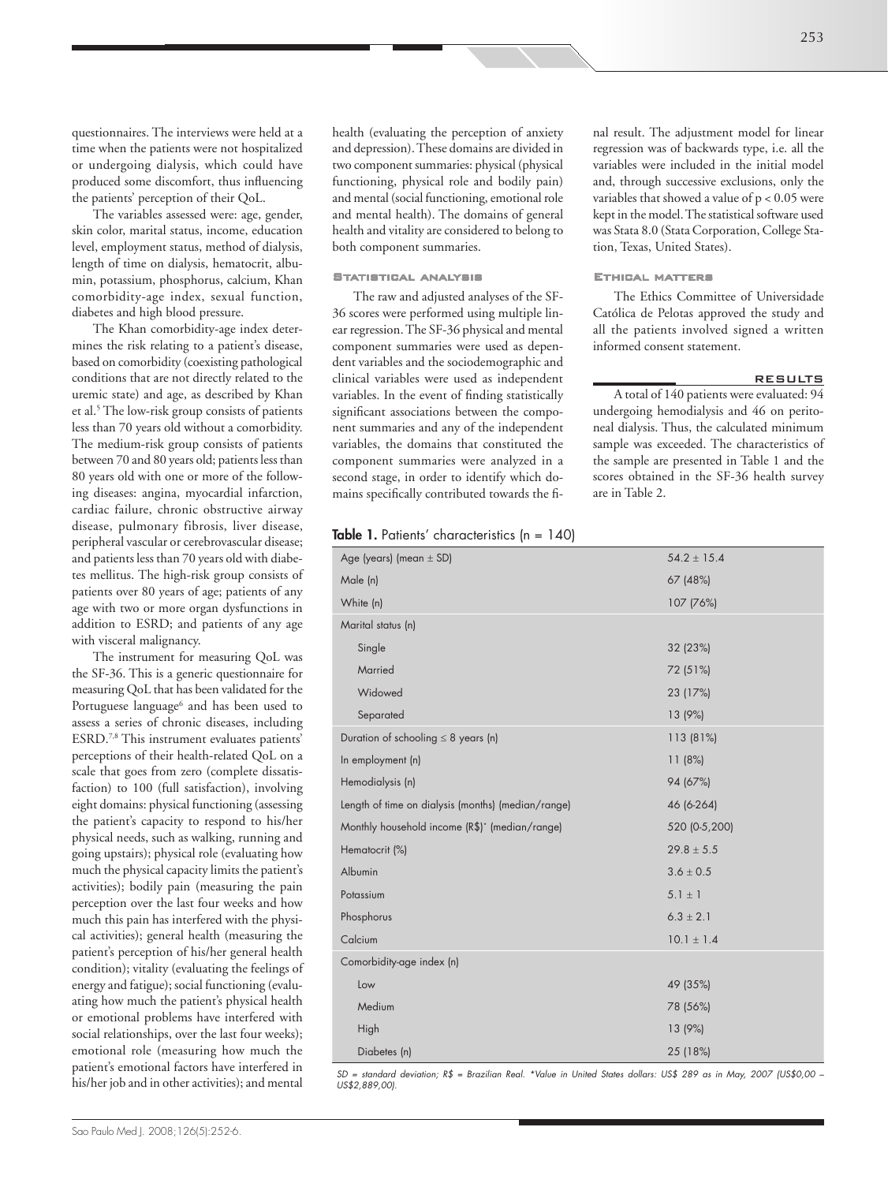questionnaires. The interviews were held at a time when the patients were not hospitalized or undergoing dialysis, which could have produced some discomfort, thus influencing the patients' perception of their QoL.

The variables assessed were: age, gender, skin color, marital status, income, education level, employment status, method of dialysis, length of time on dialysis, hematocrit, albumin, potassium, phosphorus, calcium, Khan comorbidity-age index, sexual function, diabetes and high blood pressure.

The Khan comorbidity-age index determines the risk relating to a patient's disease, based on comorbidity (coexisting pathological conditions that are not directly related to the uremic state) and age, as described by Khan et al.[5] The low-risk group consists of patients less than 70 years old without a comorbidity. The medium-risk group consists of patients between 70 and 80 years old; patients less than 80 years old with one or more of the following diseases: angina, myocardial infarction, cardiac failure, chronic obstructive airway disease, pulmonary fibrosis, liver disease, peripheral vascular or cerebrovascular disease; and patients less than 70 years old with diabetes mellitus. The high-risk group consists of patients over 80 years of age; patients of any age with two or more organ dysfunctions in addition to ESRD; and patients of any age with visceral malignancy.

The instrument for measuring QoL was the SF-36. This is a generic questionnaire for measuring QoL that has been validated for the Portuguese language[6] and has been used to assess a series of chronic diseases, including ESRD.[7,8] This instrument evaluates patients' perceptions of their health-related QoL on a scale that goes from zero (complete dissatisfaction) to 100 (full satisfaction), involving eight domains: physical functioning (assessing the patient's capacity to respond to his/her physical needs, such as walking, running and going upstairs); physical role (evaluating how much the physical capacity limits the patient's activities); bodily pain (measuring the pain perception over the last four weeks and how much this pain has interfered with the physical activities); general health (measuring the patient's perception of his/her general health condition); vitality (evaluating the feelings of energy and fatigue); social functioning (evaluating how much the patient's physical health or emotional problems have interfered with social relationships, over the last four weeks); emotional role (measuring how much the patient's emotional factors have interfered in his/her job and in other activities); and mental health (evaluating the perception of anxiety and depression). These domains are divided in two component summaries: physical (physical functioning, physical role and bodily pain) and mental (social functioning, emotional role and mental health). The domains of general health and vitality are considered to belong to both component summaries.

### Statistical analysis

The raw and adjusted analyses of the SF-36 scores were performed using multiple linear regression. The SF-36 physical and mental component summaries were used as dependent variables and the sociodemographic and clinical variables were used as independent variables. In the event of finding statistically significant associations between the component summaries and any of the independent variables, the domains that constituted the component summaries were analyzed in a second stage, in order to identify which domains specifically contributed towards the final result. The adjustment model for linear regression was of backwards type, i.e. all the variables were included in the initial model and, through successive exclusions, only the variables that showed a value of $p < 0.05$ were kept in the model. The statistical software used was Stata 8.0 (Stata Corporation, College Station, Texas, United States).

### Ethical matters

The Ethics Committee of Universidade Católica de Pelotas approved the study and all the patients involved signed a written informed consent statement.

## RESULTS

A total of 140 patients were evaluated: 94 undergoing hemodialysis and 46 on peritoneal dialysis. Thus, the calculated minimum sample was exceeded. The characteristics of the sample are presented in Table 1 and the scores obtained in the SF-36 health survey are in Table 2.

**Table 1.** Patients' characteristics (n = 140)

| | |
|---|---|
| Age (years) (mean ± SD) | 54.2 ± 15.4 |
| Male (n) | 67 (48%) |
| White (n) | 107 (76%) |
| Marital status (n) | |
| Single | 32 (23%) |
| Married | 72 (51%) |
| Widowed | 23 (17%) |
| Separated | 13 (9%) |
| Duration of schooling ≤ 8 years (n) | 113 (81%) |
| In employment (n) | 11 (8%) |
| Hemodialysis (n) | 94 (67%) |
| Length of time on dialysis (months) (median/range) | 46 (6-264) |
| Monthly household income (R$)* (median/range) | 520 (0-5,200) |
| Hematocrit (%) | 29.8 ± 5.5 |
| Albumin | 3.6 ± 0.5 |
| Potassium | 5.1 ± 1 |
| Phosphorus | 6.3 ± 2.1 |
| Calcium | 10.1 ± 1.4 |
| Comorbidity-age index (n) | |
| Low | 49 (35%) |
| Medium | 78 (56%) |
| High | 13 (9%) |
| Diabetes (n) | 25 (18%) |

*SD = standard deviation; R$ = Brazilian Real. \*Value in United States dollars: US$ 289 as in May, 2007 (US$0,00 – US$2,889,00).*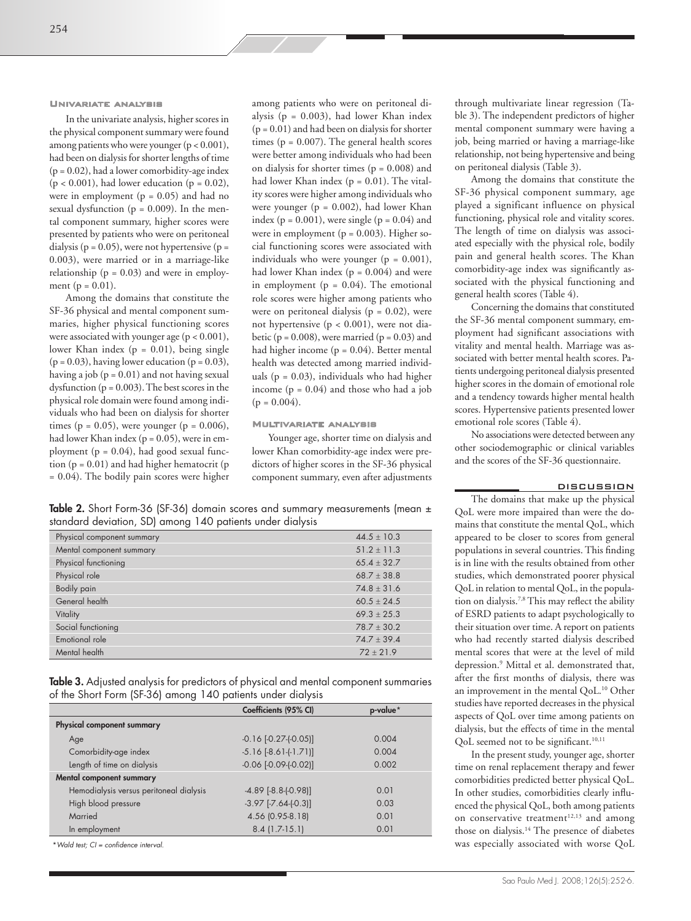### Univariate analysis

In the univariate analysis, higher scores in the physical component summary were found among patients who were younger ($p < 0.001$), had been on dialysis for shorter lengths of time ($p = 0.02$), had a lower comorbidity-age index ($p < 0.001$), had lower education ($p = 0.02$), were in employment ($p = 0.05$) and had no sexual dysfunction ($p = 0.009$). In the mental component summary, higher scores were presented by patients who were on peritoneal dialysis ($p = 0.05$), were not hypertensive ($p = 0.003$), were married or in a marriage-like relationship ($p = 0.03$) and were in employment ($p = 0.01$).

Among the domains that constitute the SF-36 physical and mental component summaries, higher physical functioning scores were associated with younger age ($p < 0.001$), lower Khan index ($p = 0.01$), being single ($p = 0.03$), having lower education ($p = 0.03$), having a job ($p = 0.01$) and not having sexual dysfunction ($p = 0.003$). The best scores in the physical role domain were found among individuals who had been on dialysis for shorter times ($p = 0.05$), were younger ($p = 0.006$), had lower Khan index ($p = 0.05$), were in employment ($p = 0.04$), had good sexual function ($p = 0.01$) and had higher hematocrit ($p = 0.04$). The bodily pain scores were higher among patients who were on peritoneal dialysis ($p = 0.003$), had lower Khan index ($p = 0.01$) and had been on dialysis for shorter times ($p = 0.007$). The general health scores were better among individuals who had been on dialysis for shorter times ($p = 0.008$) and had lower Khan index ($p = 0.01$). The vitality scores were higher among individuals who were younger ($p = 0.002$), had lower Khan index ($p = 0.001$), were single ($p = 0.04$) and were in employment ($p = 0.003$). Higher social functioning scores were associated with individuals who were younger ($p = 0.001$), had lower Khan index ($p = 0.004$) and were in employment ($p = 0.04$). The emotional role scores were higher among patients who were on peritoneal dialysis ($p = 0.02$), were not hypertensive ($p < 0.001$), were not diabetic ($p = 0.008$), were married ($p = 0.03$) and had higher income ($p = 0.04$). Better mental health was detected among married individuals ($p = 0.03$), individuals who had higher income ($p = 0.04$) and those who had a job ($p = 0.004$).

### Multivariate analysis

Younger age, shorter time on dialysis and lower Khan comorbidity-age index were predictors of higher scores in the SF-36 physical component summary, even after adjustments through multivariate linear regression (Table 3). The independent predictors of higher mental component summary were having a job, being married or having a marriage-like relationship, not being hypertensive and being on peritoneal dialysis (Table 3).

Among the domains that constitute the SF-36 physical component summary, age played a significant influence on physical functioning, physical role and vitality scores. The length of time on dialysis was associated especially with the physical role, bodily pain and general health scores. The Khan comorbidity-age index was significantly associated with the physical functioning and general health scores (Table 4).

Concerning the domains that constituted the SF-36 mental component summary, employment had significant associations with vitality and mental health. Marriage was associated with better mental health scores. Patients undergoing peritoneal dialysis presented higher scores in the domain of emotional role and a tendency towards higher mental health scores. Hypertensive patients presented lower emotional role scores (Table 4).

No associations were detected between any other sociodemographic or clinical variables and the scores of the SF-36 questionnaire.

**Table 2.** Short Form-36 (SF-36) domain scores and summary measurements (mean ± standard deviation, SD) among 140 patients under dialysis

| | |
|---|---|
| Physical component summary | 44.5 ± 10.3 |
| Mental component summary | 51.2 ± 11.3 |
| Physical functioning | 65.4 ± 32.7 |
| Physical role | 68.7 ± 38.8 |
| Bodily pain | 74.8 ± 31.6 |
| General health | 60.5 ± 24.5 |
| Vitality | 69.3 ± 25.3 |
| Social functioning | 78.7 ± 30.2 |
| Emotional role | 74.7 ± 39.4 |
| Mental health | 72 ± 21.9 |

**Table 3.** Adjusted analysis for predictors of physical and mental component summaries of the Short Form (SF-36) among 140 patients under dialysis

| | Coefficients (95% CI) | p-value* |
|---|---|---|
| **Physical component summary** | | |
| Age | -0.16 [-0.27-(-0.05)] | 0.004 |
| Comorbidity-age index | -5.16 [-8.61-(-1.71)] | 0.004 |
| Length of time on dialysis | -0.06 [-0.09-(-0.02)] | 0.002 |
| **Mental component summary** | | |
| Hemodialysis versus peritoneal dialysis | -4.89 [-8.8-(-0.98)] | 0.01 |
| High blood pressure | -3.97 [-7.64-(-0.3)] | 0.03 |
| Married | 4.56 (0.95-8.18) | 0.01 |
| In employment | 8.4 (1.7-15.1) | 0.01 |

*Wald test; CI = confidence interval.

## DISCUSSION

The domains that make up the physical QoL were more impaired than were the domains that constitute the mental QoL, which appeared to be closer to scores from general populations in several countries. This finding is in line with the results obtained from other studies, which demonstrated poorer physical QoL in relation to mental QoL, in the population on dialysis.[7,8] This may reflect the ability of ESRD patients to adapt psychologically to their situation over time. A report on patients who had recently started dialysis described mental scores that were at the level of mild depression.[9] Mittal et al. demonstrated that, after the first months of dialysis, there was an improvement in the mental QoL.[10] Other studies have reported decreases in the physical aspects of QoL over time among patients on dialysis, but the effects of time in the mental QoL seemed not to be significant.[10,11]

In the present study, younger age, shorter time on renal replacement therapy and fewer comorbidities predicted better physical QoL. In other studies, comorbidities clearly influenced the physical QoL, both among patients on conservative treatment[12,13] and among those on dialysis.[14] The presence of diabetes was especially associated with worse QoL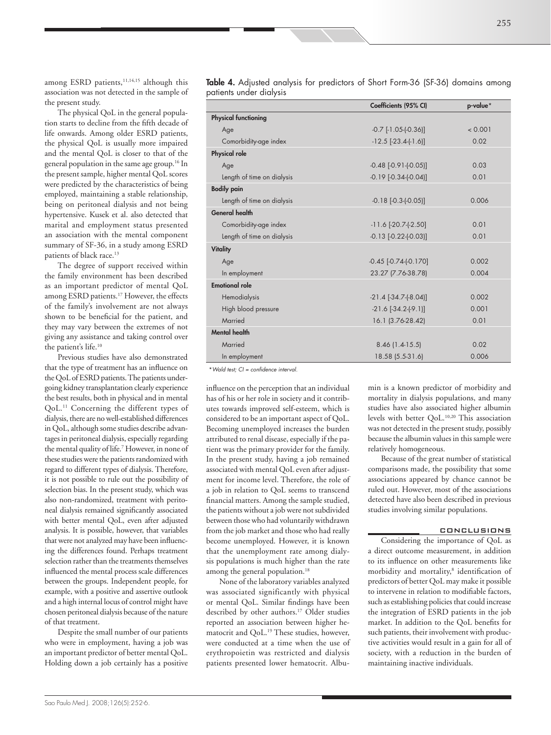among ESRD patients,[11,14,15] although this association was not detected in the sample of the present study.

The physical QoL in the general population starts to decline from the fifth decade of life onwards. Among older ESRD patients, the physical QoL is usually more impaired and the mental QoL is closer to that of the general population in the same age group.[16] In the present sample, higher mental QoL scores were predicted by the characteristics of being employed, maintaining a stable relationship, being on peritoneal dialysis and not being hypertensive. Kusek et al. also detected that marital and employment status presented an association with the mental component summary of SF-36, in a study among ESRD patients of black race.[13]

The degree of support received within the family environment has been described as an important predictor of mental QoL among ESRD patients.[17] However, the effects of the family's involvement are not always shown to be beneficial for the patient, and they may vary between the extremes of not giving any assistance and taking control over the patient's life.[10]

Previous studies have also demonstrated that the type of treatment has an influence on the QoL of ESRD patients. The patients undergoing kidney transplantation clearly experience the best results, both in physical and in mental QoL.[11] Concerning the different types of dialysis, there are no well-established differences in QoL, although some studies describe advantages in peritoneal dialysis, especially regarding the mental quality of life.[7] However, in none of these studies were the patients randomized with regard to different types of dialysis. Therefore, it is not possible to rule out the possibility of selection bias. In the present study, which was also non-randomized, treatment with peritoneal dialysis remained significantly associated with better mental QoL, even after adjusted analysis. It is possible, however, that variables that were not analyzed may have been influencing the differences found. Perhaps treatment selection rather than the treatments themselves influenced the mental process scale differences between the groups. Independent people, for example, with a positive and assertive outlook and a high internal locus of control might have chosen peritoneal dialysis because of the nature of that treatment.

Despite the small number of our patients who were in employment, having a job was an important predictor of better mental QoL. Holding down a job certainly has a positive influence on the perception that an individual has of his or her role in society and it contributes towards improved self-esteem, which is considered to be an important aspect of QoL. Becoming unemployed increases the burden attributed to renal disease, especially if the patient was the primary provider for the family. In the present study, having a job remained associated with mental QoL even after adjustment for income level. Therefore, the role of a job in relation to QoL seems to transcend financial matters. Among the sample studied, the patients without a job were not subdivided between those who had voluntarily withdrawn from the job market and those who had really become unemployed. However, it is known that the unemployment rate among dialysis populations is much higher than the rate among the general population.[18]

None of the laboratory variables analyzed was associated significantly with physical or mental QoL. Similar findings have been described by other authors.[17] Older studies reported an association between higher hematocrit and QoL.[19] These studies, however, were conducted at a time when the use of erythropoietin was restricted and dialysis patients presented lower hematocrit. Albumin is a known predictor of morbidity and mortality in dialysis populations, and many studies have also associated higher albumin levels with better QoL.[10,20] This association was not detected in the present study, possibly because the albumin values in this sample were relatively homogeneous.

Because of the great number of statistical comparisons made, the possibility that some associations appeared by chance cannot be ruled out. However, most of the associations detected have also been described in previous studies involving similar populations.

**Table 4.** Adjusted analysis for predictors of Short Form-36 (SF-36) domains among patients under dialysis

| | Coefficients (95% CI) | p-value* |
|---|---|---|
| **Physical functioning** | | |
| Age | -0.7 [-1.05-(-0.36)] | < 0.001 |
| Comorbidity-age index | -12.5 [-23.4-(-1.6)] | 0.02 |
| **Physical role** | | |
| Age | -0.48 [-0.91-(-0.05)] | 0.03 |
| Length of time on dialysis | -0.19 [-0.34-(-0.04)] | 0.01 |
| **Bodily pain** | | |
| Length of time on dialysis | -0.18 [-0.3-(-0.05)] | 0.006 |
| **General health** | | |
| Comorbidity-age index | -11.6 [-20.7-(-2.50] | 0.01 |
| Length of time on dialysis | -0.13 [-0.22-(-0.03)] | 0.01 |
| **Vitality** | | |
| Age | -0.45 [-0.74-(-0.170] | 0.002 |
| In employment | 23.27 (7.76-38.78) | 0.004 |
| **Emotional role** | | |
| Hemodialysis | -21.4 [-34.7-(-8.04)] | 0.002 |
| High blood pressure | -21.6 [-34.2-(-9.1)] | 0.001 |
| Married | 16.1 (3.76-28.42) | 0.01 |
| **Mental health** | | |
| Married | 8.46 (1.4-15.5) | 0.02 |
| In employment | 18.58 (5.5-31.6) | 0.006 |

*\*Wald test; CI = confidence interval.*

## CONCLUSIONS

Considering the importance of QoL as a direct outcome measurement, in addition to its influence on other measurements like morbidity and mortality,[8] identification of predictors of better QoL may make it possible to intervene in relation to modifiable factors, such as establishing policies that could increase the integration of ESRD patients in the job market. In addition to the QoL benefits for such patients, their involvement with productive activities would result in a gain for all of society, with a reduction in the burden of maintaining inactive individuals.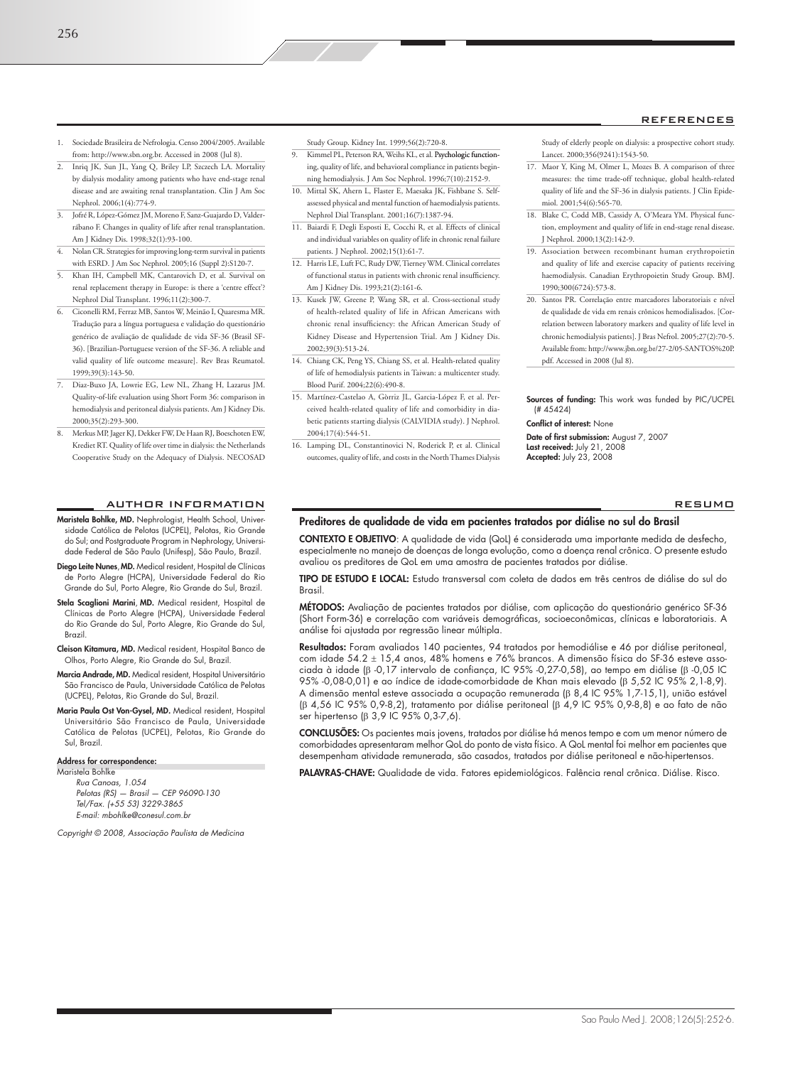## REFERENCES

1. Sociedade Brasileira de Nefrologia. Censo 2004/2005. Available from: http://www.sbn.org.br. Accessed in 2008 (Jul 8).
2. Inriq JK, Sun JL, Yang Q, Briley LP, Szczech LA. Mortality by dialysis modality among patients who have end-stage renal disease and are awaiting renal transplantation. Clin J Am Soc Nephrol. 2006;1(4):774-9.
3. Jofré R, López-Gómez JM, Moreno F, Sanz-Guajardo D, Valderrábano F. Changes in quality of life after renal transplantation. Am J Kidney Dis. 1998;32(1):93-100.
4. Nolan CR. Strategies for improving long-term survival in patients with ESRD. J Am Soc Nephrol. 2005;16 (Suppl 2):S120-7.
5. Khan IH, Campbell MK, Cantarovich D, et al. Survival on renal replacement therapy in Europe: is there a 'centre effect'? Nephrol Dial Transplant. 1996;11(2):300-7.
6. Ciconelli RM, Ferraz MB, Santos W, Meinão I, Quaresma MR. Tradução para a língua portuguesa e validação do questionário genérico de avaliação de qualidade de vida SF-36 (Brasil SF-36). [Brazilian-Portuguese version of the SF-36. A reliable and valid quality of life outcome measure]. Rev Bras Reumatol. 1999;39(3):143-50.
7. Diaz-Buxo JA, Lowrie EG, Lew NL, Zhang H, Lazarus JM. Quality-of-life evaluation using Short Form 36: comparison in hemodialysis and peritoneal dialysis patients. Am J Kidney Dis. 2000;35(2):293-300.
8. Merkus MP, Jager KJ, Dekker FW, De Haan RJ, Boeschoten EW, Krediet RT. Quality of life over time in dialysis: the Netherlands Cooperative Study on the Adequacy of Dialysis. NECOSAD Study Group. Kidney Int. 1999;56(2):720-8.
9. Kimmel PL, Peterson RA, Weihs KL, et al. Psychologic functioning, quality of life, and behavioral compliance in patients beginning hemodialysis. J Am Soc Nephrol. 1996;7(10):2152-9.
10. Mittal SK, Ahern L, Flaster E, Maesaka JK, Fishbane S. Self-assessed physical and mental function of haemodialysis patients. Nephrol Dial Transplant. 2001;16(7):1387-94.
11. Baiardi F, Degli Esposti E, Cocchi R, et al. Effects of clinical and individual variables on quality of life in chronic renal failure patients. J Nephrol. 2002;15(1):61-7.
12. Harris LE, Luft FC, Rudy DW, Tierney WM. Clinical correlates of functional status in patients with chronic renal insufficiency. Am J Kidney Dis. 1993;21(2):161-6.
13. Kusek JW, Greene P, Wang SR, et al. Cross-sectional study of health-related quality of life in African Americans with chronic renal insufficiency: the African American Study of Kidney Disease and Hypertension Trial. Am J Kidney Dis. 2002;39(3):513-24.
14. Chiang CK, Peng YS, Chiang SS, et al. Health-related quality of life of hemodialysis patients in Taiwan: a multicenter study. Blood Purif. 2004;22(6):490-8.
15. Martínez-Castelao A, Górriz JL, Garcia-López F, et al. Perceived health-related quality of life and comorbidity in diabetic patients starting dialysis (CALVIDIA study). J Nephrol. 2004;17(4):544-51.
16. Lamping DL, Constantinovici N, Roderick P, et al. Clinical outcomes, quality of life, and costs in the North Thames Dialysis Study of elderly people on dialysis: a prospective cohort study. Lancet. 2000;356(9241):1543-50.
17. Maor Y, King M, Olmer L, Mozes B. A comparison of three measures: the time trade-off technique, global health-related quality of life and the SF-36 in dialysis patients. J Clin Epidemiol. 2001;54(6):565-70.
18. Blake C, Codd MB, Cassidy A, O'Meara YM. Physical function, employment and quality of life in end-stage renal disease. J Nephrol. 2000;13(2):142-9.
19. Association between recombinant human erythropoietin and quality of life and exercise capacity of patients receiving haemodialysis. Canadian Erythropoietin Study Group. BMJ. 1990;300(6724):573-8.
20. Santos PR. Correlação entre marcadores laboratoriais e nível de qualidade de vida em renais crônicos hemodialisados. [Correlation between laboratory markers and quality of life level in chronic hemodialysis patients]. J Bras Nefrol. 2005;27(2):70-5. Available from: http://www.jbn.org.br/27-2/05-SANTOS%20P.pdf. Accessed in 2008 (Jul 8).

**Sources of funding:** This work was funded by PIC/UCPEL (# 45424)

**Conflict of interest:** None

**Date of first submission:** August 7, 2007
**Last received:** July 21, 2008
**Accepted:** July 23, 2008

## AUTHOR INFORMATION

**Maristela Bohlke, MD.** Nephrologist, Health School, Universidade Católica de Pelotas (UCPEL), Pelotas, Rio Grande do Sul; and Postgraduate Program in Nephrology, Universidade Federal de São Paulo (Unifesp), São Paulo, Brazil.

**Diego Leite Nunes, MD.** Medical resident, Hospital de Clínicas de Porto Alegre (HCPA), Universidade Federal do Rio Grande do Sul, Porto Alegre, Rio Grande do Sul, Brazil.

**Stela Scaglioni Marini, MD.** Medical resident, Hospital de Clínicas de Porto Alegre (HCPA), Universidade Federal do Rio Grande do Sul, Porto Alegre, Rio Grande do Sul, Brazil.

**Cleison Kitamura, MD.** Medical resident, Hospital Banco de Olhos, Porto Alegre, Rio Grande do Sul, Brazil.

**Marcia Andrade, MD.** Medical resident, Hospital Universitário São Francisco de Paula, Universidade Católica de Pelotas (UCPEL), Pelotas, Rio Grande do Sul, Brazil.

**Maria Paula Ost Von-Gysel, MD.** Medical resident, Hospital Universitário São Francisco de Paula, Universidade Católica de Pelotas (UCPEL), Pelotas, Rio Grande do Sul, Brazil.

**Address for correspondence:**
Maristela Bohlke
*Rua Canoas, 1.054*
*Pelotas (RS) — Brasil — CEP 96090-130*
*Tel/Fax. (+55 53) 3229-3865*
*E-mail: mbohlke@conesul.com.br*

*Copyright © 2008, Associação Paulista de Medicina*

## RESUMO

### Preditores de qualidade de vida em pacientes tratados por diálise no sul do Brasil

**CONTEXTO E OBJETIVO**: A qualidade de vida (QoL) é considerada uma importante medida de desfecho, especialmente no manejo de doenças de longa evolução, como a doença renal crônica. O presente estudo avaliou os preditores de QoL em uma amostra de pacientes tratados por diálise.

**TIPO DE ESTUDO E LOCAL:** Estudo transversal com coleta de dados em três centros de diálise do sul do Brasil.

**MÉTODOS:** Avaliação de pacientes tratados por diálise, com aplicação do questionário genérico SF-36 (Short Form-36) e correlação com variáveis demográficas, socioeconômicas, clínicas e laboratoriais. A análise foi ajustada por regressão linear múltipla.

**Resultados:** Foram avaliados 140 pacientes, 94 tratados por hemodiálise e 46 por diálise peritoneal, com idade 54.2 ± 15,4 anos, 48% homens e 76% brancos. A dimensão física do SF-36 esteve associada à idade (β -0,17 intervalo de confiança, IC 95% -0,27-0,58), ao tempo em diálise (β -0,05 IC 95% -0,08-0,01) e ao índice de idade-comorbidade de Khan mais elevado (β 5,52 IC 95% 2,1-8,9). A dimensão mental esteve associada a ocupação remunerada (β 8,4 IC 95% 1,7-15,1), união estável (β 4,56 IC 95% 0,9-8,2), tratamento por diálise peritoneal (β 4,9 IC 95% 0,9-8,8) e ao fato de não ser hipertenso (β 3,9 IC 95% 0,3-7,6).

**CONCLUSÕES:** Os pacientes mais jovens, tratados por diálise há menos tempo e com um menor número de comorbidades apresentaram melhor QoL do ponto de vista físico. A QoL mental foi melhor em pacientes que desempenham atividade remunerada, são casados, tratados por diálise peritoneal e não-hipertensos.

**PALAVRAS-CHAVE:** Qualidade de vida. Fatores epidemiológicos. Falência renal crônica. Diálise. Risco.